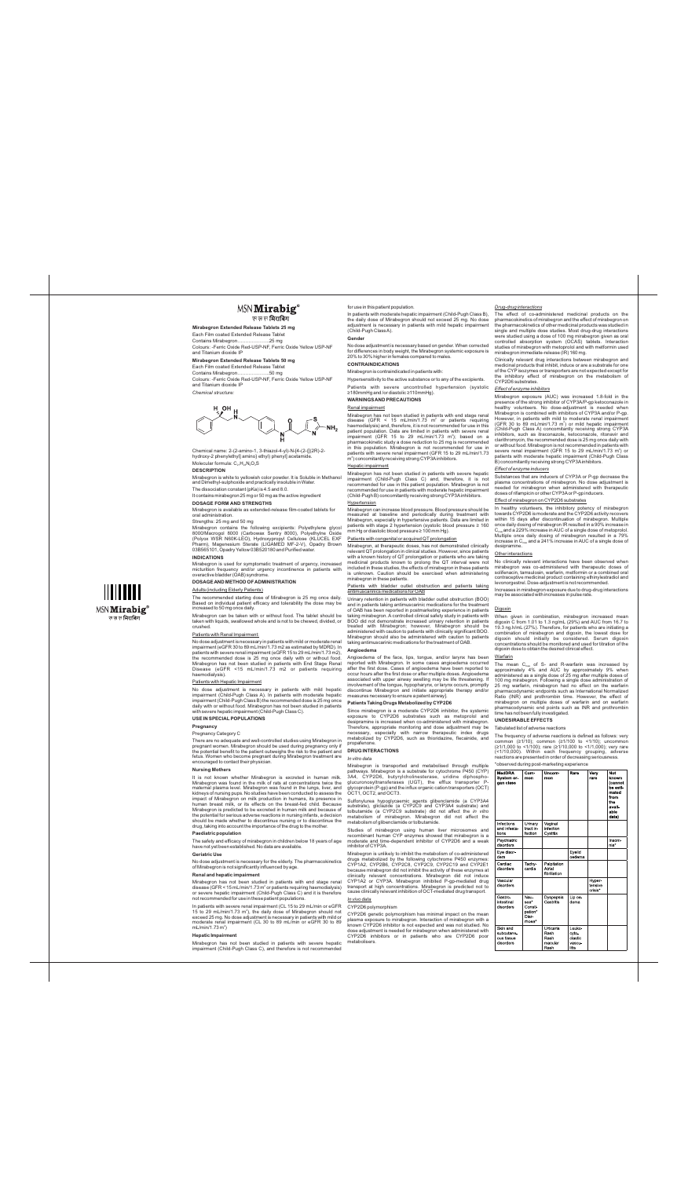# MSN Mirabig®

एम एस एन मिराबिग

**Mirabegron Extended Release Tablets 25 mg**

Each Film coated Extended Release Tablet

Contains Mirabegron ....................25 mg

Colours: -Ferric Oxide Red-USP-NF, Ferric Oxide Yellow USP-NF and Titanium dioxide IP

**Mirabegron Extended Release Tablets 50 mg**

Each Film coated Extended Release Tablet

Contains Mirabegron ....................50 mg

Colours: -Ferric Oxide Red-USP-NF, Ferric Oxide Yellow USP-NF and Titanium dioxide IP

*Chemical structure:*

Chemical name: 2-(2-amino-1, 3-thiazol-4-yl)-N-[4-(2-{[(2R)-2-hydroxy-2-phenylethyl] amino} ethyl) phenyl] acetamide.

Molecular formula: $C_{21}H_{24}N_4O_2S$

## DESCRIPTION

Mirabegron is white to yellowish color powder. It is Soluble in Methanol and Dimethyl-sulphoxide and practically insoluble in Water.

The dissociation constant (pKa) is 4.5 and 8.0.

It contains mirabegron 25 mg or 50 mg as the active ingredient

## DOSAGE FORM AND STRENGTHS

Mirabegron is available as extended-release film-coated tablets for oral administration.

Strengths: 25 mg and 50 mg

Mirabegron contains the following excipients: Polyethylene glycol 8000/Macrogol 8000 (Carbowax Sentry 8000), Polyethylene Oxide (Polyox WSR N60K-LEO), Hydroxypropyl Cellulose (KLUCEL EXF Pharm), Magnesium Stearate (LIGAMED MF-2-V), Opadry Brown 03B565101, Opadry Yellow 03B520180 and Purified water.

## INDICATIONS

Mirabegron is used for symptomatic treatment of urgency, increased micturition frequency and/or urgency incontinence in patients with overactive bladder (OAB) syndrome.

## DOSAGE AND METHOD OF ADMINISTRATION

### Adults (including Elderly Patients)

The recommended starting dose of Mirabegron is 25 mg once daily. Based on individual patient efficacy and tolerability the dose may be increased to 50 mg once daily.

Mirabegron can be taken with or without food. The tablet should be taken with liquids, swallowed whole and is not to be chewed, divided, or crushed.

### Patients with Renal Impairment

No dose adjustment is necessary in patients with mild or moderate renal impairment (eGFR 30 to 89 mL/min/1.73 m2 as estimated by MDRD). In patients with severe renal impairment (eGFR 15 to 29 mL/min/1.73 m2), the recommended dose is 25 mg once daily with or without food. Mirabegron has not been studied in patients with End Stage Renal Disease (eGFR <15 mL/min/1.73 m2 or patients requiring haemodialysis).

### Patients with Hepatic Impairment

No dose adjustment is necessary in patients with mild hepatic impairment (Child-Pugh Class A). In patients with moderate hepatic impairment (Child-Pugh Class B) the recommended dose is 25 mg once daily with or without food. Mirabegron has not been studied in patients with severe hepatic impairment (Child-Pugh Class C).

## USE IN SPECIAL POPULATIONS

### Pregnancy

Pregnancy Category C

There are no adequate and well-controlled studies using Mirabegron in pregnant women. Mirabegron should be used during pregnancy only if the potential benefit to the patient outweighs the risk to the patient and fetus. Women who become pregnant during Mirabegron treatment are encouraged to contact their physician.

### Nursing Mothers

It is not known whether Mirabegron is excreted in human milk. Mirabegron was found in the milk of rats at concentrations twice the maternal plasma level. Mirabegron was found in the lungs, liver, and kidneys of nursing pups. No studies have been conducted to assess the impact of Mirabegron on milk production in humans, its presence in human breast milk, or its effects on the breast-fed child. Because Mirabegron is predicted to be excreted in human milk and because of the potential for serious adverse reactions in nursing infants, a decision should be made whether to discontinue nursing or to discontinue the drug, taking into account the importance of the drug to the mother.

### Paediatric population

The safety and efficacy of mirabegron in children below 18 years of age have not yet been established. No data are available.

### Geriatric Use

No dose adjustment is necessary for the elderly. The pharmacokinetics of Mirabegron is not significantly influenced by age.

### Renal and hepatic impairment

Mirabegron has not been studied in patients with end stage renal disease (GFR < 15 mL/min/1.73 m² or patients requiring haemodialysis) or severe hepatic impairment (Child-Pugh Class C) and it is therefore not recommended for use in these patient populations.

In patients with severe renal impairment (CL 15 to 29 mL/min or eGFR 15 to 29 mL/min/1.73 m²), the daily dose of Mirabegron should not exceed 25 mg. No dose adjustment is necessary in patients with mild or moderate renal impairment (CL 30 to 89 mL/min or eGFR 30 to 89 mL/min/1.73 m²)

### Hepatic Impairment

Mirabegron has not been studied in patients with severe hepatic impairment (Child-Pugh Class C), and therefore is not recommended for use in this patient population.

In patients with moderate hepatic impairment (Child-Pugh Class B), the daily dose of Mirabegron should not exceed 25 mg. No dose adjustment is necessary in patients with mild hepatic impairment (Child-Pugh Class A).

### Gender

No dose adjustment is necessary based on gender. When corrected for differences in body weight, the Mirabegron systemic exposure is 20% to 30% higher in females compared to males.

## CONTRAINDICATIONS

Mirabegron is contraindicated in patients with:

Hypersensitivity to the active substance or to any of the excipients.

Patients with severe uncontrolled hypertension (systolic ≥180mmHg and /or diastolic ≥110mmHg).

## WARNINGS AND PRECAUTIONS

### Renal impairment

Mirabegron has not been studied in patients with end stage renal disease (GFR < 15 mL/min/1.73 m² or patients requiring haemodialysis) and, therefore, it is not recommended for use in this patient population. Data are limited in patients with severe renal impairment (GFR 15 to 29 mL/min/1.73 m²); based on a pharmacokinetic study a dose reduction to 25 mg is recommended in this population. Mirabegron is not recommended for use in patients with severe renal impairment (GFR 15 to 29 mL/min/1.73 m²) concomitantly receiving strong CYP3A inhibitors.

### Hepatic impairment

Mirabegron has not been studied in patients with severe hepatic impairment (Child-Pugh Class C) and, therefore, it is not recommended for use in this patient population. Mirabegron is not recommended for use in patients with moderate hepatic impairment (Child-Pugh B) concomitantly receiving strong CYP3A inhibitors.

### Hypertension

Mirabegron can increase blood pressure. Blood pressure should be measured at baseline and periodically during treatment with Mirabegron, especially in hypertensive patients. Data are limited in patients with stage 2 hypertension (systolic blood pressure ≥ 160 mm Hg or diastolic blood pressure ≥ 100 mm Hg).

### Patients with congenital or acquired QT prolongation

Mirabegron, at therapeutic doses, has not demonstrated clinically relevant QT prolongation in clinical studies. However, since patients with a known history of QT prolongation or patients who are taking medicinal products known to prolong the QT interval were not included in these studies, the effects of mirabegron in these patients is unknown. Caution should be exercised when administering mirabegron in these patients.

### Patients with bladder outlet obstruction and patients taking antimuscarinics medications for OAB

Urinary retention in patients with bladder outlet obstruction (BOO) and in patients taking antimuscarinic medications for the treatment of OAB has been reported in postmarketing experience in patients taking mirabegron. A controlled clinical safety study in patients with BOO did not demonstrate increased urinary retention in patients treated with Mirabegron; however, Mirabegron should be administered with caution to patients with clinically significant BOO. Mirabegron should also be administered with caution to patients taking antimuscarinic medications for the treatment of OAB.

### Angioedema

Angioedema of the face, lips, tongue, and/or larynx has been reported with Mirabegron. In some cases angioedema occurred after the first dose. Cases of angioedema have been reported to occur hours after the first dose or after multiple doses. Angioedema associated with upper airway swelling may be life threatening. If involvement of the tongue, hypopharynx, or larynx occurs, promptly discontinue Mirabegron and initiate appropriate therapy and/or measures necessary to ensure a patent airway.

### Patients Taking Drugs Metabolized by CYP2D6

Since mirabegron is a moderate CYP2D6 inhibitor, the systemic exposure to CYP2D6 substrates such as metoprolol and desipramine is increased when co-administered with mirabegron. Therefore, appropriate monitoring and dose adjustment may be necessary, especially with narrow therapeutic index drugs metabolized by CYP2D6, such as thioridazine, flecainide, and propafenone.

## DRUG INTERACTIONS

*In vitro data*

Mirabegron is transported and metabolised through multiple pathways. Mirabegron is a substrate for cytochrome P450 (CYP) 3A4, CYP2D6, butyrylcholinesterase, uridine diphospho-glucuronosyltransferases (UGT), the efflux transporter P-glycoprotein (P-gp) and the influx organic cation transporters (OCT) OCT1, OCT2, and OCT3.

Sulfonylurea hypoglycaemic agents glibenclamide (a CYP3A4 substrate), gliclazide (a CYP2C9 and CYP3A4 substrate) and tolbutamide (a CYP2C9 substrate) did not affect the *in vitro* metabolism of mirabegron. Mirabegron did not affect the metabolism of glibenclamide or tolbutamide.

Studies of mirabegron using human liver microsomes and recombinant human CYP enzymes showed that mirabegron is a moderate and time-dependent inhibitor of CYP2D6 and a weak inhibitor of CYP3A.

Mirabegron is unlikely to inhibit the metabolism of co-administered drugs metabolized by the following cytochrome P450 enzymes: CYP1A2, CYP2B6, CYP2C8, CYP2C9, CYP2C19 and CYP2E1 because mirabegron did not inhibit the activity of these enzymes at clinically relevant concentrations. Mirabegron did not induce CYP1A2 or CYP3A. Mirabegron inhibited P-gp-mediated drug transport at high concentrations. Mirabegron is predicted not to cause clinically relevant inhibition of OCT-mediated drug transport.

*In vivo data*

CYP2D6 polymorphism

CYP2D6 genetic polymorphism has minimal impact on the mean plasma exposure to mirabegron. Interaction of mirabegron with a known CYP2D6 inhibitor is not expected and was not studied. No dose adjustment is needed for mirabegron when administered with CYP2D6 inhibitors or in patients who are CYP2D6 poor metabolisers.

### *Drug-drug interactions*

The effect of co-administered medicinal products on the pharmacokinetics of mirabegron and the effect of mirabegron on the pharmacokinetics of other medicinal products was studied in single and multiple dose studies. Most drug-drug interactions were studied using a dose of 100 mg mirabegron given as oral controlled absorption system (OCAS) tablets. Interaction studies of mirabegron with metoprolol and with metformin used mirabegron immediate-release (IR) 160 mg.

Clinically relevant drug interactions between mirabegron and medicinal products that inhibit, induce or are a substrate for one of the CYP isozymes or transporters are not expected except for the inhibitory effect of mirabegron on the metabolism of CYP2D6 substrates.

### *Effect of enzyme inhibitors*

Mirabegron exposure (AUC) was increased 1.8-fold in the presence of the strong inhibitor of CYP3A/P-gp ketoconazole in healthy volunteers. No dose-adjustment is needed when Mirabegron is combined with inhibitors of CYP3A and/or P-gp. However, in patients with mild to moderate renal impairment (GFR 30 to 89 mL/min/1.73 m²) or mild hepatic impairment (Child-Pugh Class A) concomitantly receiving strong CYP3A inhibitors, such as itraconazole, ketoconazole, ritonavir and clarithromycin, the recommended dose is 25 mg once daily with or without food. Mirabegron is not recommended in patients with severe renal impairment (GFR 15 to 29 mL/min/1.73 m²) or patients with moderate hepatic impairment (Child-Pugh Class B) concomitantly receiving strong CYP3A inhibitors.

### *Effect of enzyme inducers*

Substances that are inducers of CYP3A or P-gp decrease the plasma concentrations of mirabegron. No dose adjustment is needed for mirabegron when administered with therapeutic doses of rifampicin or other CYP3A or P-gp inducers.

### Effect of mirabegron on CYP2D6 substrates

In healthy volunteers, the inhibitory potency of mirabegron towards CYP2D6 is moderate and the CYP2D6 activity recovers within 15 days after discontinuation of mirabegron. Multiple once daily dosing of mirabegron IR resulted in a 90% increase in $C_{max}$ and a 229% increase in AUC of a single dose of metoprolol. Multiple once daily dosing of mirabegron resulted in a 79% increase in $C_{max}$ and a 241% increase in AUC of a single dose of desipramine.

### Other interactions

No clinically relevant interactions have been observed when mirabegron was co-administered with therapeutic doses of solifenacin, tamsulosin, warfarin, metformin or a combined oral contraceptive medicinal product containing ethinylestradiol and levonorgestrel. Dose-adjustment is not recommended.

Increases in mirabegron exposure due to drug-drug interactions may be associated with increases in pulse rate.

### Digoxin

When given in combination, mirabegron increased mean digoxin C from 1.01 to 1.3 ng/mL (29%) and AUC from 16.7 to 19.3 ng.h/mL (27%). Therefore, for patients who are initiating a combination of mirabegron and digoxin, the lowest dose for digoxin should initially be considered. Serum digoxin concentrations should be monitored and used for titration of the digoxin dose to obtain the desired clinical effect.

### Warfarin

The mean $C_{max}$ of S- and R-warfarin was increased by approximately 4% and AUC by approximately 9% when administered as a single dose of 25 mg after multiple doses of 100 mg mirabegron. Following a single dose administration of 25 mg warfarin, mirabegron had no effect on the warfarin pharmacodynamic endpoints such as International Normalized Ratio (INR) and prothrombin time. However, the effect of mirabegron on multiple doses of warfarin and on warfarin pharmacodynamic end points such as INR and prothrombin time has not been fully investigated.

## UNDESIRABLE EFFECTS

Tabulated list of adverse reactions

The frequency of adverse reactions is defined as follows: very common (≥1/10); common (≥1/100 to <1/10); uncommon (≥1/1,000 to <1/100); rare (≥1/10,000 to <1/1,000); very rare (<1/10,000). Within each frequency grouping, adverse reactions are presented in order of decreasing seriousness.

*observed during post-marketing experience

| MedDRA System organ class | Common | Uncommon | Rare | Very rare | Not known (cannot be estimated from the available data) |
|---|---|---|---|---|---|
| Infections and infestations | Urinary tract infection | Vaginal infection Cystitis | | | |
| Psychiatric disorders | | | | | Insomnia* |
| Eye disorders | | | Eyelid oedema | | |
| Cardiac disorders | Tachycardia | Palpitation Atrial fibrillation | | | |
| Vascular disorders | | | | Hypertensive crisis* | |
| Gastrointestinal disorders | Nausea* Constipation* Diarrhoea* | Dyspepsia Gastritis | Lip oedema | | |
| Skin and subcutaneous tissue disorders | | Urticaria Rash Rash macular Rash | Leukocytoclastic vasculitis | | |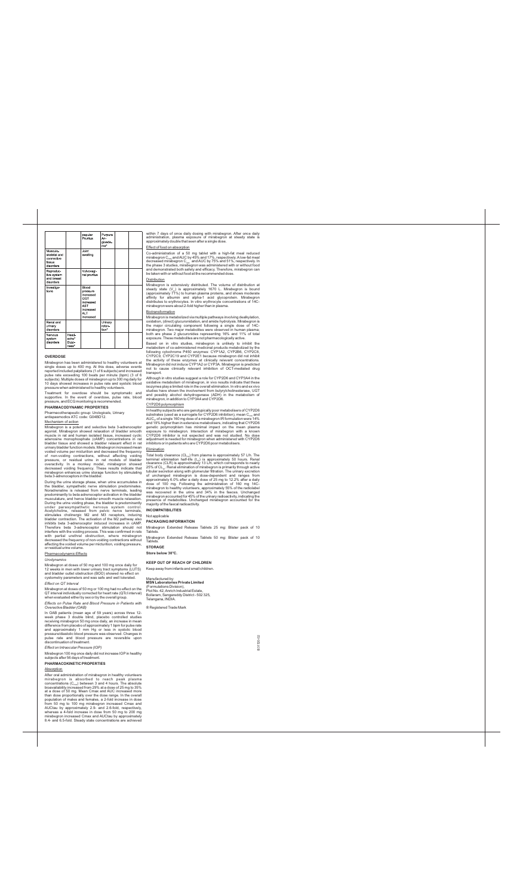| | | | | | |
|---|---|---|---|---|---|
| | | papular Pruritus | Purpura Angioedema* | | |
| Musculoskeletal and connective tissue disorders | | Joint swelling | | | |
| Reproductive system and breast disorders | | Vulvovaginal pruritus | | | |
| Investigations | | Blood pressure increased GGT increased AST increased ALT increased | | | |
| Renal and urinary disorders | | | Urinary retention* | | |
| Nervous system disorders | Headache* Dizziness* | | | | |

## OVERDOSE

Mirabegron has been administered to healthy volunteers at single doses up to 400 mg. At this dose, adverse events reported included palpitations (1 of 6 subjects) and increased pulse rate exceeding 100 beats per minute (bpm) (3 of 6 subjects). Multiple doses of mirabegron up to 300 mg daily for 10 days showed increases in pulse rate and systolic blood pressure when administered to healthy volunteers.

Treatment for overdose should be symptomatic and supportive. In the event of overdose, pulse rate, blood pressure, and ECG monitoring is recommended.

## PHARMACODYNAMIC PROPERTIES

Pharmacotherapeutic group: Urologicals, Urinary antispasmodics ATC code: G04BD12.

Mechanism of action

Mirabegron is a potent and selective beta 3-adrenoceptor agonist. Mirabegron showed relaxation of bladder smooth muscle in rat and human isolated tissue, increased cyclic adenosine monophosphate (cAMP) concentrations in rat bladder tissue and showed a bladder relaxant effect in rat urinary bladder function models. Mirabegron increased mean voided volume per micturition and decreased the frequency of non-voiding contractions, without affecting voiding pressure, or residual urine in rat models of bladder overactivity. In a monkey model, mirabegron showed decreased voiding frequency. These results indicate that mirabegron enhances urine storage function by stimulating beta 3-adrenoceptors in the bladder.

During the urine storage phase, when urine accumulates in the bladder, sympathetic nerve stimulation predominates. Noradrenaline is released from nerve terminals, leading predominantly to beta adrenoceptor activation in the bladder musculature, and hence bladder smooth muscle relaxation. During the urine voiding phase, the bladder is predominantly under parasympathetic nervous system control. Acetylcholine, released from pelvic nerve terminals, stimulates cholinergic M2 and M3 receptors, inducing bladder contraction. The activation of the M2 pathway also inhibits beta 3-adrenoceptor induced increases in cAMP. Therefore beta 3-adrenoceptor stimulation should not interfere with the voiding process. This was confirmed in rats with partial urethral obstruction, where mirabegron decreased the frequency of non-voiding contractions without affecting the voided volume per micturition, voiding pressure, or residual urine volume.

Pharmacodynamic Effects

*Urodynamics*

Mirabegron at doses of 50 mg and 100 mg once daily for 12 weeks in men with lower urinary tract symptoms (LUTS) and bladder outlet obstruction (BOO) showed no effect on cystometry parameters and was safe and well tolerated.

*Effect on QT interval*

Mirabegron at doses of 50 mg or 100 mg had no effect on the QT interval individually corrected for heart rate (QTcI interval) when evaluated either by sex or by the overall group.

*Effects on Pulse Rate and Blood Pressure in Patients with Overactive Bladder (OAB)*

In OAB patients (mean age of 59 years) across three 12-week phase 3 double blind, placebo controlled studies receiving mirabegron 50 mg once daily, an increase in mean difference from placebo of approximately 1 bpm for pulse rate and approximately 1 mm Hg or less in systolic blood pressure/diastolic blood pressure was observed. Changes in pulse rate and blood pressure are reversible upon discontinuation of treatment.

*Effect on Intraocular Pressure (IOP)*

Mirabegron 100 mg once daily did not increase IOP in healthy subjects after 56 days of treatment.

## PHARMACOKINETIC PROPERTIES

Absorption

After oral administration of mirabegron in healthy volunteers mirabegron is absorbed to reach peak plasma concentrations ($C_{max}$) between 3 and 4 hours. The absolute bioavailability increased from 29% at a dose of 25 mg to 35% at a dose of 50 mg. Mean Cmax and AUC increased more than dose proportionally over the dose range. In the overall population of males and females, a 2-fold increase in dose from 50 mg to 100 mg mirabegron increased Cmax and AUCtau by approximately 2.9- and 2.6-fold, respectively, whereas a 4-fold increase in dose from 50 mg to 200 mg mirabegron increased Cmax and AUCtau by approximately 8.4- and 6.5-fold. Steady state concentrations are achieved within 7 days of once daily dosing with mirabegron. After once daily administration, plasma exposure of mirabegron at steady state is approximately double that seen after a single dose.

Effect of food on absorption

Co-administration of a 50 mg tablet with a high-fat meal reduced mirabegron $C_{max}$ and AUC by 45% and 17%, respectively. A low-fat meal decreased mirabegron $C_{max}$ and AUC by 75% and 51%, respectively. In the phase 3 studies, mirabegron was administered with or without food and demonstrated both safety and efficacy. Therefore, mirabegron can be taken with or without food at the recommended dose.

Distribution

Mirabegron is extensively distributed. The volume of distribution at steady state ($V_{ss}$) is approximately 1670 L. Mirabegron is bound (approximately 71%) to human plasma proteins, and shows moderate affinity for albumin and alpha-1 acid glycoprotein. Mirabegron distributes to erythrocytes. In vitro erythrocyte concentrations of 14C-mirabegron were about 2-fold higher than in plasma.

Biotransformation

Mirabegron is metabolized via multiple pathways involving dealkylation, oxidation, (direct) glucuronidation, and amide hydrolysis. Mirabegron is the major circulating component following a single dose of 14C-mirabegron. Two major metabolites were observed in human plasma; both are phase 2 glucuronides representing 16% and 11% of total exposure. These metabolites are not pharmacologically active.

Based on in vitro studies, mirabegron is unlikely to inhibit the metabolism of co-administered medicinal products metabolized by the following cytochrome P450 enzymes: CYP1A2, CYP2B6, CYP2C8, CYP2C9, CYP2C19 and CYP2E1 because mirabegron did not inhibit the activity of these enzymes at clinically relevant concentrations. Mirabegron did not induce CYP1A2 or CYP3A. Mirabegron is predicted not to cause clinically relevant inhibition of OCT-mediated drug transport.

Although in vitro studies suggest a role for CYP2D6 and CYP3A4 in the oxidative metabolism of mirabegron, in vivo results indicate that these isozymes play a limited role in the overall elimination. In vitro and ex vivo studies have shown the involvement from butyrylcholinesterase, UGT and possibly alcohol dehydrogenase (ADH) in the metabolism of mirabegron, in addition to CYP3A4 and CYP2D6.

CYP2D6 polymorphism

In healthy subjects who are genotypically poor metabolisers of CYP2D6 substrates (used as a surrogate for CYP2D6 inhibition), mean $C_{max}$ and $AUC_{inf}$ of a single 160 mg dose of a mirabegron IR formulation were 14% and 19% higher than in extensive metabolisers, indicating that CYP2D6 genetic polymorphism has minimal impact on the mean plasma exposure to mirabegron. Interaction of mirabegron with a known CYP2D6 inhibitor is not expected and was not studied. No dose adjustment is needed for mirabegron when administered with CYP2D6 inhibitors or in patients who are CYP2D6 poor metabolisers.

Elimination

Total body clearance ($CL_{tot}$) from plasma is approximately 57 L/h. The terminal elimination half-life ($t_{1/2}$) is approximately 50 hours. Renal clearance (CLR) is approximately 13 L/h, which corresponds to nearly 25% of $CL_{tot}$. Renal elimination of mirabegron is primarily through active tubular secretion along with glomerular filtration. The urinary excretion of unchanged mirabegron is dose-dependent and ranges from approximately 6.0% after a daily dose of 25 mg to 12.2% after a daily dose of 100 mg. Following the administration of 160 mg 14C-mirabegron to healthy volunteers, approximately 55% of the radiolabel was recovered in the urine and 34% in the feces. Unchanged mirabegron accounted for 45% of the urinary radioactivity, indicating the presence of metabolites. Unchanged mirabegron accounted for the majority of the faecal radioactivity.

## INCOMPATIBILITIES

Not applicable

## PACKAGING INFORMATION

Mirabegron Extended Release Tablets 25 mg: Blister pack of 10 Tablets

Mirabegron Extended Release Tablets 50 mg: Blister pack of 10 Tablets

## STORAGE

**Store below 30°C.**

## KEEP OUT OF REACH OF CHILDREN

Keep away from infants and small children.

Manufactured by:
**MSN Laboratories Private Limited**
(Formulations Division),
Plot No. 42, Anrich Industrial Estate,
Bollaram, Sangareddy District - 502 325,
Telangana, INDIA.

® Registered Trade Mark

B31703-02